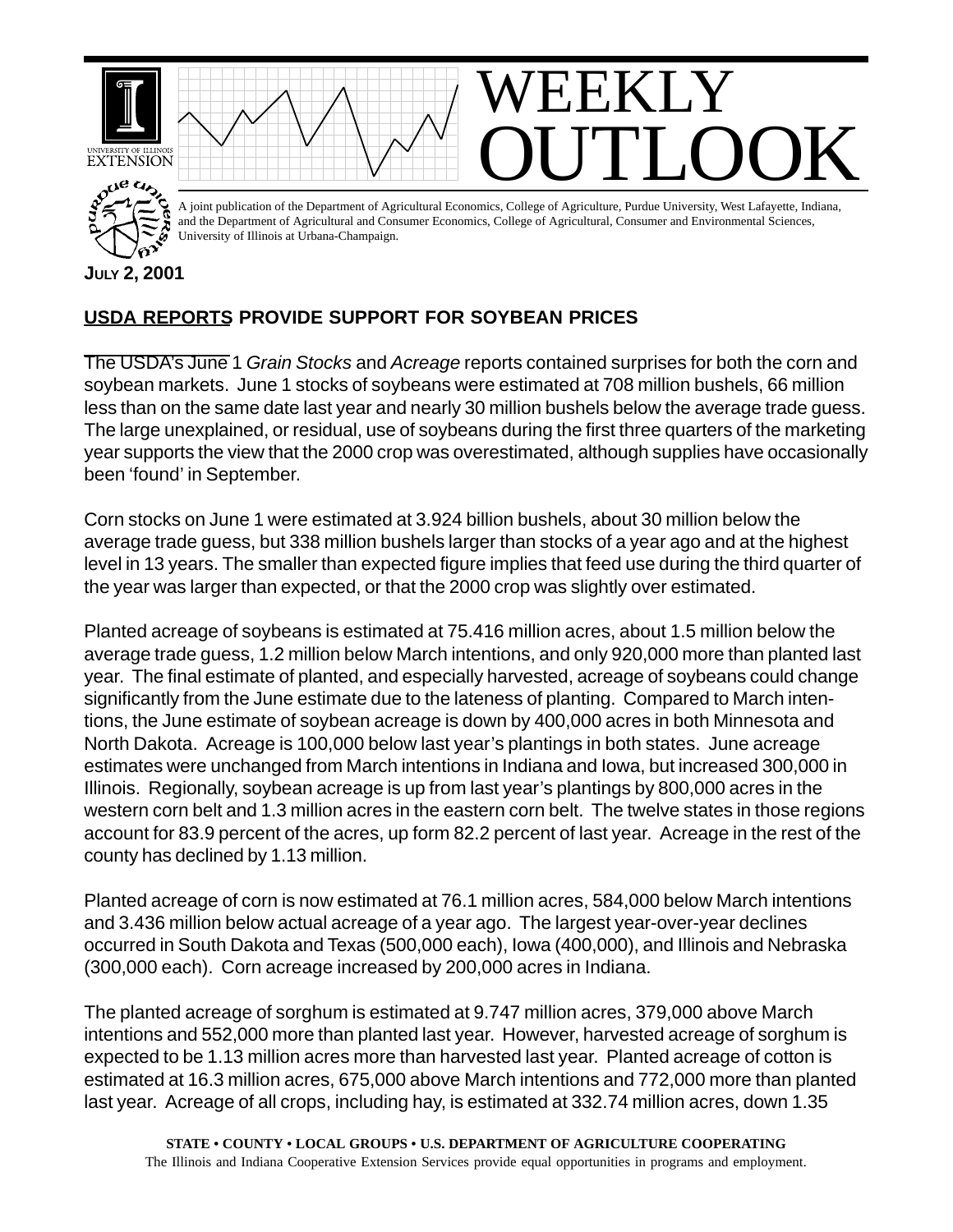# WEEKLY OUTLOOK

A joint publication of the Department of Agricultural Economics, College of Agriculture, Purdue University, West Lafayette, Indiana, and the Department of Agricultural and Consumer Economics, College of Agricultural, Consumer and Environmental Sciences, University of Illinois at Urbana-Champaign.

**JULY 2, 2001**

## USDA REPORTS PROVIDE SUPPORT FOR SOYBEAN PRICES

The USDA's June 1 *Grain Stocks* and *Acreage* reports contained surprises for both the corn and soybean markets. June 1 stocks of soybeans were estimated at 708 million bushels, 66 million less than on the same date last year and nearly 30 million bushels below the average trade guess. The large unexplained, or residual, use of soybeans during the first three quarters of the marketing year supports the view that the 2000 crop was overestimated, although supplies have occasionally been 'found' in September.

Corn stocks on June 1 were estimated at 3.924 billion bushels, about 30 million below the average trade guess, but 338 million bushels larger than stocks of a year ago and at the highest level in 13 years. The smaller than expected figure implies that feed use during the third quarter of the year was larger than expected, or that the 2000 crop was slightly over estimated.

Planted acreage of soybeans is estimated at 75.416 million acres, about 1.5 million below the average trade guess, 1.2 million below March intentions, and only 920,000 more than planted last year. The final estimate of planted, and especially harvested, acreage of soybeans could change significantly from the June estimate due to the lateness of planting. Compared to March intentions, the June estimate of soybean acreage is down by 400,000 acres in both Minnesota and North Dakota. Acreage is 100,000 below last year's plantings in both states. June acreage estimates were unchanged from March intentions in Indiana and Iowa, but increased 300,000 in Illinois. Regionally, soybean acreage is up from last year's plantings by 800,000 acres in the western corn belt and 1.3 million acres in the eastern corn belt. The twelve states in those regions account for 83.9 percent of the acres, up form 82.2 percent of last year. Acreage in the rest of the county has declined by 1.13 million.

Planted acreage of corn is now estimated at 76.1 million acres, 584,000 below March intentions and 3.436 million below actual acreage of a year ago. The largest year-over-year declines occurred in South Dakota and Texas (500,000 each), Iowa (400,000), and Illinois and Nebraska (300,000 each). Corn acreage increased by 200,000 acres in Indiana.

The planted acreage of sorghum is estimated at 9.747 million acres, 379,000 above March intentions and 552,000 more than planted last year. However, harvested acreage of sorghum is expected to be 1.13 million acres more than harvested last year. Planted acreage of cotton is estimated at 16.3 million acres, 675,000 above March intentions and 772,000 more than planted last year. Acreage of all crops, including hay, is estimated at 332.74 million acres, down 1.35

**STATE • COUNTY • LOCAL GROUPS • U.S. DEPARTMENT OF AGRICULTURE COOPERATING**
The Illinois and Indiana Cooperative Extension Services provide equal opportunities in programs and employment.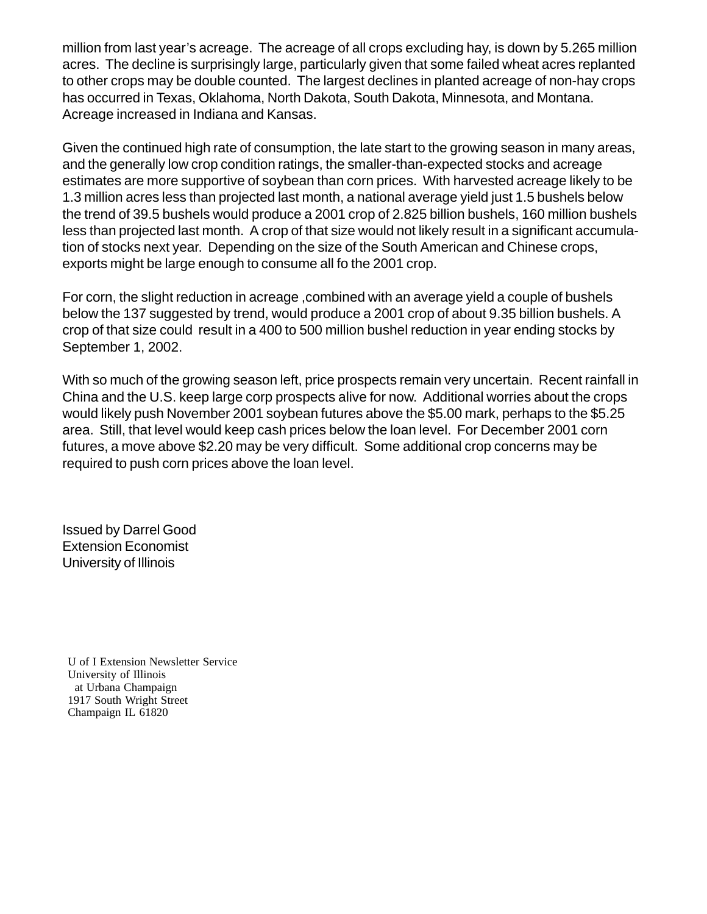million from last year's acreage. The acreage of all crops excluding hay, is down by 5.265 million acres. The decline is surprisingly large, particularly given that some failed wheat acres replanted to other crops may be double counted. The largest declines in planted acreage of non-hay crops has occurred in Texas, Oklahoma, North Dakota, South Dakota, Minnesota, and Montana. Acreage increased in Indiana and Kansas.

Given the continued high rate of consumption, the late start to the growing season in many areas, and the generally low crop condition ratings, the smaller-than-expected stocks and acreage estimates are more supportive of soybean than corn prices. With harvested acreage likely to be 1.3 million acres less than projected last month, a national average yield just 1.5 bushels below the trend of 39.5 bushels would produce a 2001 crop of 2.825 billion bushels, 160 million bushels less than projected last month. A crop of that size would not likely result in a significant accumulation of stocks next year. Depending on the size of the South American and Chinese crops, exports might be large enough to consume all fo the 2001 crop.

For corn, the slight reduction in acreage ,combined with an average yield a couple of bushels below the 137 suggested by trend, would produce a 2001 crop of about 9.35 billion bushels. A crop of that size could result in a 400 to 500 million bushel reduction in year ending stocks by September 1, 2002.

With so much of the growing season left, price prospects remain very uncertain. Recent rainfall in China and the U.S. keep large corp prospects alive for now. Additional worries about the crops would likely push November 2001 soybean futures above the $5.00 mark, perhaps to the $5.25 area. Still, that level would keep cash prices below the loan level. For December 2001 corn futures, a move above $2.20 may be very difficult. Some additional crop concerns may be required to push corn prices above the loan level.

Issued by Darrel Good
Extension Economist
University of Illinois

U of I Extension Newsletter Service
University of Illinois
at Urbana Champaign
1917 South Wright Street
Champaign IL 61820